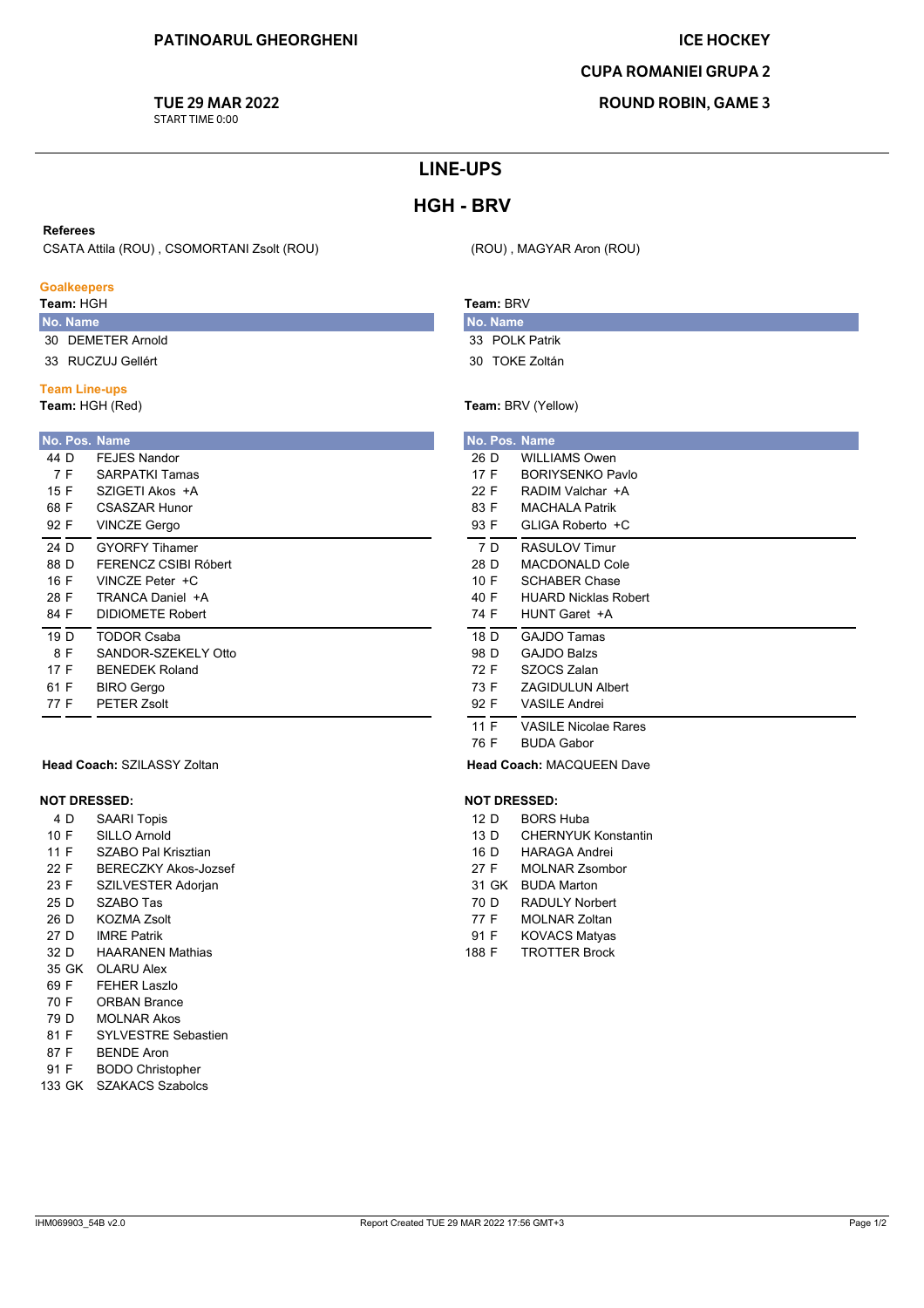**PATINOARUL GHEORGHENI**

**TUE 29 MAR 2022**
START TIME 0:00

**ICE HOCKEY**

**CUPA ROMANIEI GRUPA 2**

**ROUND ROBIN, GAME 3**

# LINE-UPS

## HGH - BRV

**Referees**

CSATA Attila (ROU) , CSOMORTANI Zsolt (ROU)

(ROU) , MAGYAR Aron (ROU)

### Goalkeepers

**Team:** HGH

| No. | Name |
|---|---|
| 30 | DEMETER Arnold |
| 33 | RUCZUJ Gellért |

**Team:** BRV

| No. | Name |
|---|---|
| 33 | POLK Patrik |
| 30 | TOKE Zoltán |

### Team Line-ups

**Team:** HGH (Red)

| No. | Pos. | Name |
|---|---|---|
| 44 | D | FEJES Nandor |
| 7 | F | SARPATKI Tamas |
| 15 | F | SZIGETI Akos +A |
| 68 | F | CSASZAR Hunor |
| 92 | F | VINCZE Gergo |
| 24 | D | GYORFY Tihamer |
| 88 | D | FERENCZ CSIBI Róbert |
| 16 | F | VINCZE Peter +C |
| 28 | F | TRANCA Daniel +A |
| 84 | F | DIDIOMETE Robert |
| 19 | D | TODOR Csaba |
| 8 | F | SANDOR-SZEKELY Otto |
| 17 | F | BENEDEK Roland |
| 61 | F | BIRO Gergo |
| 77 | F | PETER Zsolt |

**Head Coach:** SZILASSY Zoltan

**NOT DRESSED:**

| No. | Pos. | Name |
|---|---|---|
| 4 | D | SAARI Topis |
| 10 | F | SILLO Arnold |
| 11 | F | SZABO Pal Krisztian |
| 22 | F | BERECZKY Akos-Jozsef |
| 23 | F | SZILVESTER Adorjan |
| 25 | D | SZABO Tas |
| 26 | D | KOZMA Zsolt |
| 27 | D | IMRE Patrik |
| 32 | D | HAARANEN Mathias |
| 35 | GK | OLARU Alex |
| 69 | F | FEHER Laszlo |
| 70 | F | ORBAN Brance |
| 79 | D | MOLNAR Akos |
| 81 | F | SYLVESTRE Sebastien |
| 87 | F | BENDE Aron |
| 91 | F | BODO Christopher |
| 133 | GK | SZAKACS Szabolcs |

**Team:** BRV (Yellow)

| No. | Pos. | Name |
|---|---|---|
| 26 | D | WILLIAMS Owen |
| 17 | F | BORIYSENKO Pavlo |
| 22 | F | RADIM Valchar +A |
| 83 | F | MACHALA Patrik |
| 93 | F | GLIGA Roberto +C |
| 7 | D | RASULOV Timur |
| 28 | D | MACDONALD Cole |
| 10 | F | SCHABER Chase |
| 40 | F | HUARD Nicklas Robert |
| 74 | F | HUNT Garet +A |
| 18 | D | GAJDO Tamas |
| 98 | D | GAJDO Balzs |
| 72 | F | SZOCS Zalan |
| 73 | F | ZAGIDULUN Albert |
| 92 | F | VASILE Andrei |
| 11 | F | VASILE Nicolae Rares |
| 76 | F | BUDA Gabor |

**Head Coach:** MACQUEEN Dave

**NOT DRESSED:**

| No. | Pos. | Name |
|---|---|---|
| 12 | D | BORS Huba |
| 13 | D | CHERNYUK Konstantin |
| 16 | D | HARAGA Andrei |
| 27 | F | MOLNAR Zsombor |
| 31 | GK | BUDA Marton |
| 70 | D | RADULY Norbert |
| 77 | F | MOLNAR Zoltan |
| 91 | F | KOVACS Matyas |
| 188 | F | TROTTER Brock |

IHM069903_54B v2.0 | Report Created TUE 29 MAR 2022 17:56 GMT+3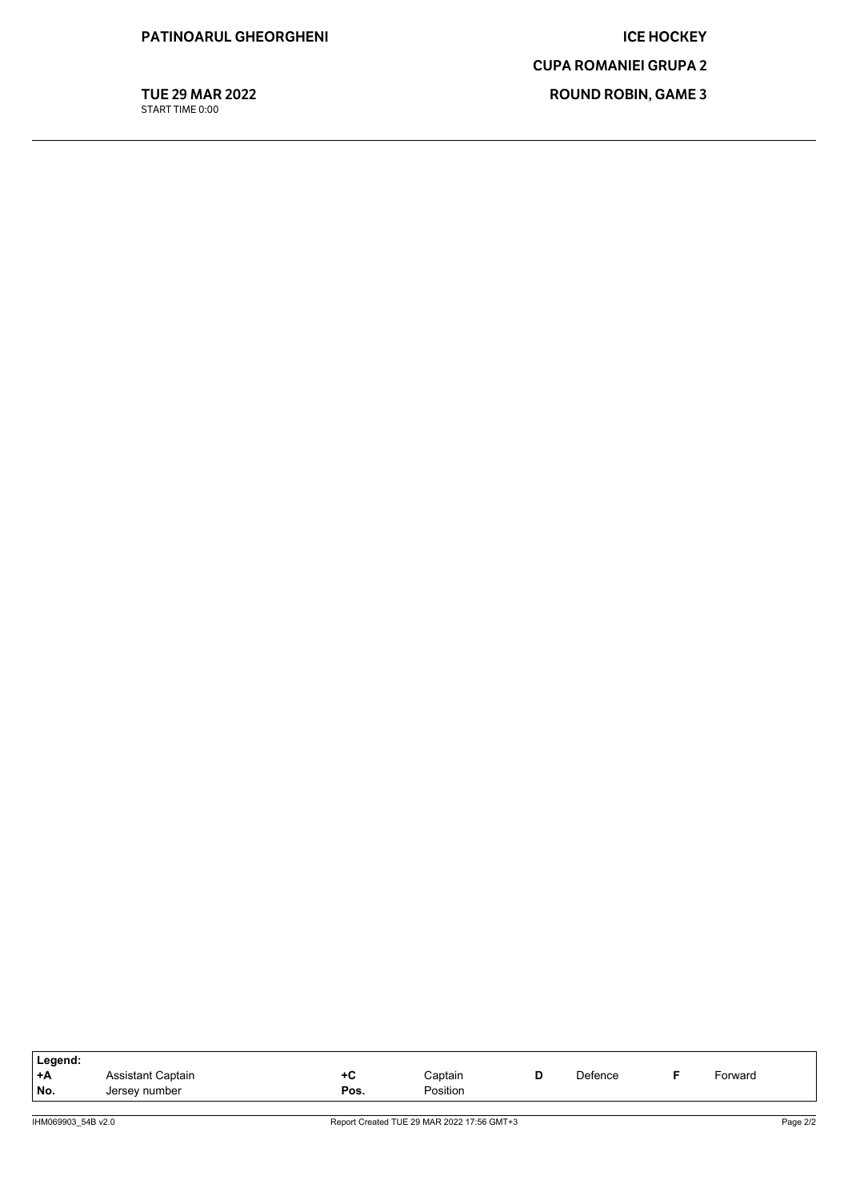**PATINOARUL GHEORGHENI**

**ICE HOCKEY**

**CUPA ROMANIEI GRUPA 2**

**TUE 29 MAR 2022**
START TIME 0:00

**ROUND ROBIN, GAME 3**

| Legend: | | | | | | | |
|---|---|---|---|---|---|---|---|
| +A | Assistant Captain | +C | Captain | D | Defence | F | Forward |
| No. | Jersey number | Pos. | Position | | | | |

IHM069903_54B v2.0

Report Created TUE 29 MAR 2022 17:56 GMT+3